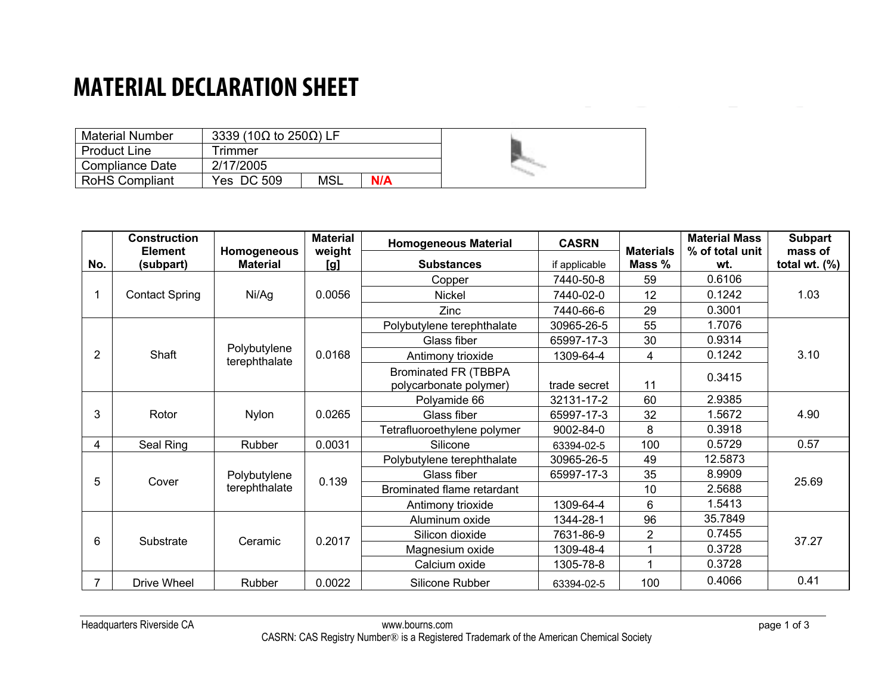# MATERIAL DECLARATION SHEET

| | | | |
|---|---|---|---|
| Material Number | 3339 (10Ω to 250Ω) LF | | |
| Product Line | Trimmer | | |
| Compliance Date | 2/17/2005 | | |
| RoHS Compliant | Yes DC 509 | MSL | N/A |

| No. | Construction Element (subpart) | Homogeneous Material | Material weight [g] | Homogeneous Material Substances | CASRN if applicable | Materials Mass % | Material Mass % of total unit wt. | Subpart mass of total wt. (%) |
|---|---|---|---|---|---|---|---|---|
| 1 | Contact Spring | Ni/Ag | 0.0056 | Copper | 7440-50-8 | 59 | 0.6106 | 1.03 |
| | | | | Nickel | 7440-02-0 | 12 | 0.1242 | |
| | | | | Zinc | 7440-66-6 | 29 | 0.3001 | |
| 2 | Shaft | Polybutylene terephthalate | 0.0168 | Polybutylene terephthalate | 30965-26-5 | 55 | 1.7076 | 3.10 |
| | | | | Glass fiber | 65997-17-3 | 30 | 0.9314 | |
| | | | | Antimony trioxide | 1309-64-4 | 4 | 0.1242 | |
| | | | | Brominated FR (TBBPA polycarbonate polymer) | trade secret | 11 | 0.3415 | |
| 3 | Rotor | Nylon | 0.0265 | Polyamide 66 | 32131-17-2 | 60 | 2.9385 | 4.90 |
| | | | | Glass fiber | 65997-17-3 | 32 | 1.5672 | |
| | | | | Tetrafluoroethylene polymer | 9002-84-0 | 8 | 0.3918 | |
| 4 | Seal Ring | Rubber | 0.0031 | Silicone | 63394-02-5 | 100 | 0.5729 | 0.57 |
| 5 | Cover | Polybutylene terephthalate | 0.139 | Polybutylene terephthalate | 30965-26-5 | 49 | 12.5873 | 25.69 |
| | | | | Glass fiber | 65997-17-3 | 35 | 8.9909 | |
| | | | | Brominated flame retardant | | 10 | 2.5688 | |
| | | | | Antimony trioxide | 1309-64-4 | 6 | 1.5413 | |
| 6 | Substrate | Ceramic | 0.2017 | Aluminum oxide | 1344-28-1 | 96 | 35.7849 | 37.27 |
| | | | | Silicon dioxide | 7631-86-9 | 2 | 0.7455 | |
| | | | | Magnesium oxide | 1309-48-4 | 1 | 0.3728 | |
| | | | | Calcium oxide | 1305-78-8 | 1 | 0.3728 | |
| 7 | Drive Wheel | Rubber | 0.0022 | Silicone Rubber | 63394-02-5 | 100 | 0.4066 | 0.41 |

Headquarters Riverside CA www.bourns.com

CASRN: CAS Registry Number® is a Registered Trademark of the American Chemical Society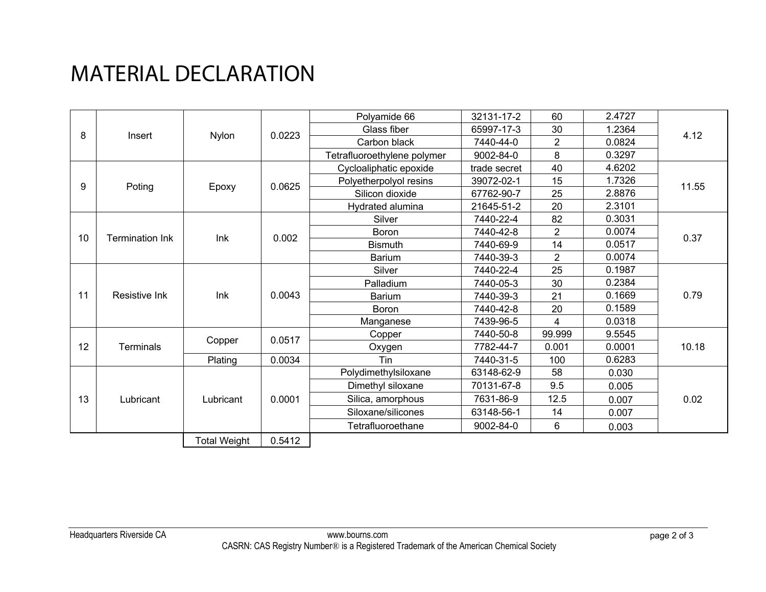# MATERIAL DECLARATION

| | | | | | | | | |
|---|---|---|---|---|---|---|---|---|
| 8 | Insert | Nylon | 0.0223 | Polyamide 66 | 32131-17-2 | 60 | 2.4727 | 4.12 |
| | | | | Glass fiber | 65997-17-3 | 30 | 1.2364 | |
| | | | | Carbon black | 7440-44-0 | 2 | 0.0824 | |
| | | | | Tetrafluoroethylene polymer | 9002-84-0 | 8 | 0.3297 | |
| 9 | Poting | Epoxy | 0.0625 | Cycloaliphatic epoxide | trade secret | 40 | 4.6202 | 11.55 |
| | | | | Polyetherpolyol resins | 39072-02-1 | 15 | 1.7326 | |
| | | | | Silicon dioxide | 67762-90-7 | 25 | 2.8876 | |
| | | | | Hydrated alumina | 21645-51-2 | 20 | 2.3101 | |
| 10 | Termination Ink | Ink | 0.002 | Silver | 7440-22-4 | 82 | 0.3031 | 0.37 |
| | | | | Boron | 7440-42-8 | 2 | 0.0074 | |
| | | | | Bismuth | 7440-69-9 | 14 | 0.0517 | |
| | | | | Barium | 7440-39-3 | 2 | 0.0074 | |
| 11 | Resistive Ink | Ink | 0.0043 | Silver | 7440-22-4 | 25 | 0.1987 | 0.79 |
| | | | | Palladium | 7440-05-3 | 30 | 0.2384 | |
| | | | | Barium | 7440-39-3 | 21 | 0.1669 | |
| | | | | Boron | 7440-42-8 | 20 | 0.1589 | |
| | | | | Manganese | 7439-96-5 | 4 | 0.0318 | |
| 12 | Terminals | Copper | 0.0517 | Copper | 7440-50-8 | 99.999 | 9.5545 | 10.18 |
| | | | | Oxygen | 7782-44-7 | 0.001 | 0.0001 | |
| | | Plating | 0.0034 | Tin | 7440-31-5 | 100 | 0.6283 | |
| 13 | Lubricant | Lubricant | 0.0001 | Polydimethylsiloxane | 63148-62-9 | 58 | 0.030 | 0.02 |
| | | | | Dimethyl siloxane | 70131-67-8 | 9.5 | 0.005 | |
| | | | | Silica, amorphous | 7631-86-9 | 12.5 | 0.007 | |
| | | | | Siloxane/silicones | 63148-56-1 | 14 | 0.007 | |
| | | | | Tetrafluoroethane | 9002-84-0 | 6 | 0.003 | |
| | | Total Weight | 0.5412 | | | | | |

Headquarters Riverside CA

www.bourns.com

CASRN: CAS Registry Number® is a Registered Trademark of the American Chemical Society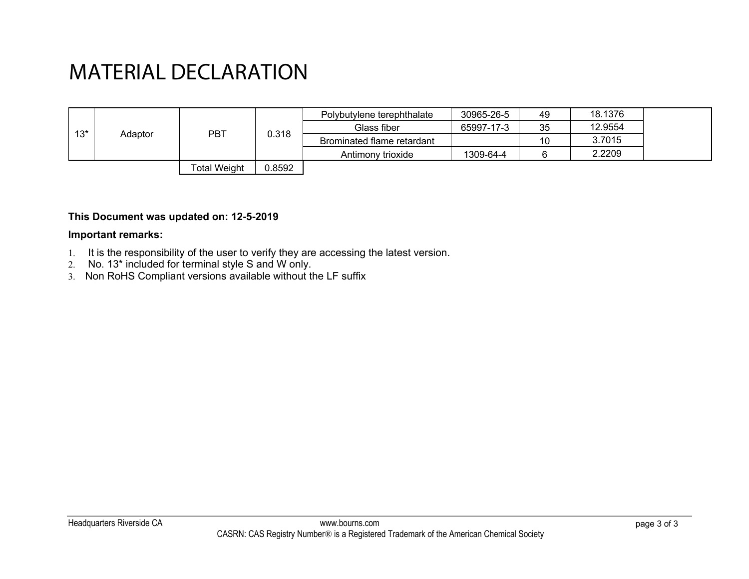# MATERIAL DECLARATION

| | | | | | | | | |
|---|---|---|---|---|---|---|---|---|
| 13* | Adaptor | PBT | 0.318 | Polybutylene terephthalate | 30965-26-5 | 49 | 18.1376 | |
| | | | | Glass fiber | 65997-17-3 | 35 | 12.9554 | |
| | | | | Brominated flame retardant | | 10 | 3.7015 | |
| | | | | Antimony trioxide | 1309-64-4 | 6 | 2.2209 | |
| | | Total Weight | 0.8592 | | | | | |

**This Document was updated on: 12-5-2019**

**Important remarks:**

1. It is the responsibility of the user to verify they are accessing the latest version.
2. No. 13* included for terminal style S and W only.
3. Non RoHS Compliant versions available without the LF suffix

Headquarters Riverside CA www.bourns.com

CASRN: CAS Registry Number® is a Registered Trademark of the American Chemical Society